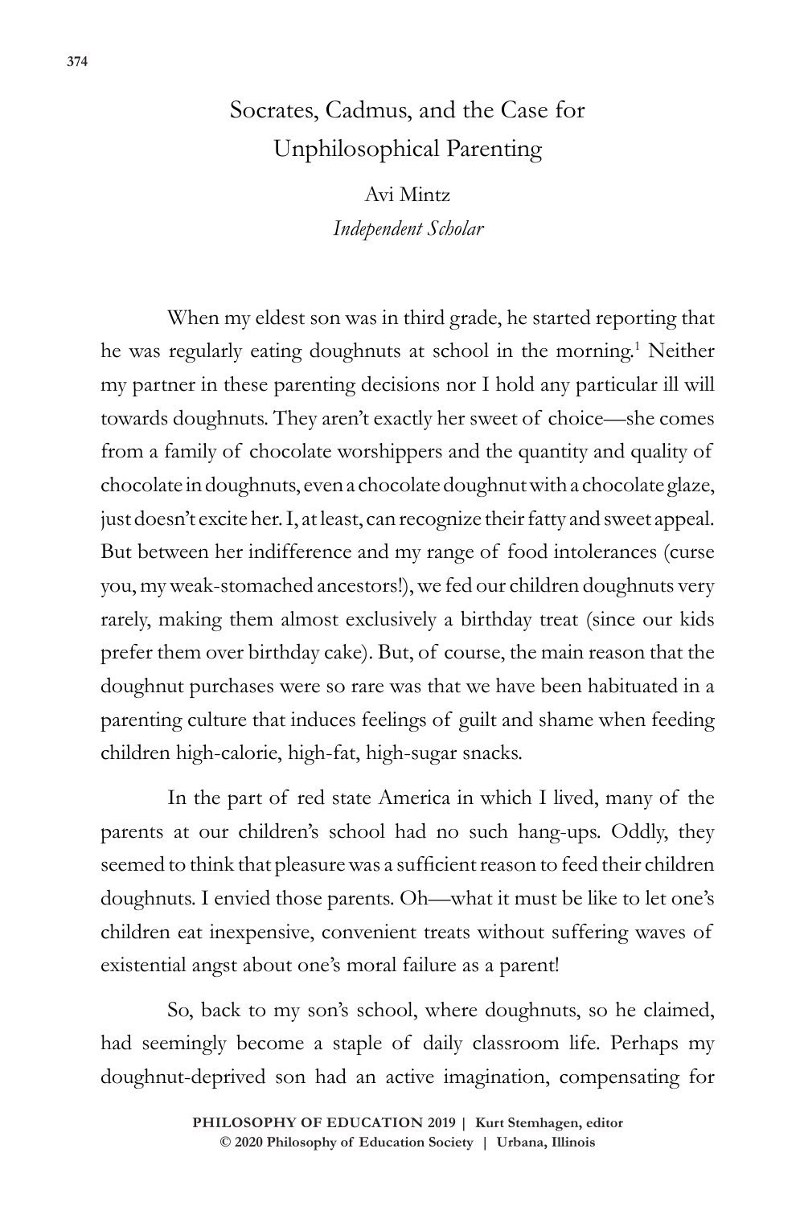# Socrates, Cadmus, and the Case for Unphilosophical Parenting

Avi Mintz
*Independent Scholar*

When my eldest son was in third grade, he started reporting that he was regularly eating doughnuts at school in the morning.[1] Neither my partner in these parenting decisions nor I hold any particular ill will towards doughnuts. They aren't exactly her sweet of choice—she comes from a family of chocolate worshippers and the quantity and quality of chocolate in doughnuts, even a chocolate doughnut with a chocolate glaze, just doesn't excite her. I, at least, can recognize their fatty and sweet appeal. But between her indifference and my range of food intolerances (curse you, my weak-stomached ancestors!), we fed our children doughnuts very rarely, making them almost exclusively a birthday treat (since our kids prefer them over birthday cake). But, of course, the main reason that the doughnut purchases were so rare was that we have been habituated in a parenting culture that induces feelings of guilt and shame when feeding children high-calorie, high-fat, high-sugar snacks.

In the part of red state America in which I lived, many of the parents at our children's school had no such hang-ups. Oddly, they seemed to think that pleasure was a sufficient reason to feed their children doughnuts. I envied those parents. Oh—what it must be like to let one's children eat inexpensive, convenient treats without suffering waves of existential angst about one's moral failure as a parent!

So, back to my son's school, where doughnuts, so he claimed, had seemingly become a staple of daily classroom life. Perhaps my doughnut-deprived son had an active imagination, compensating for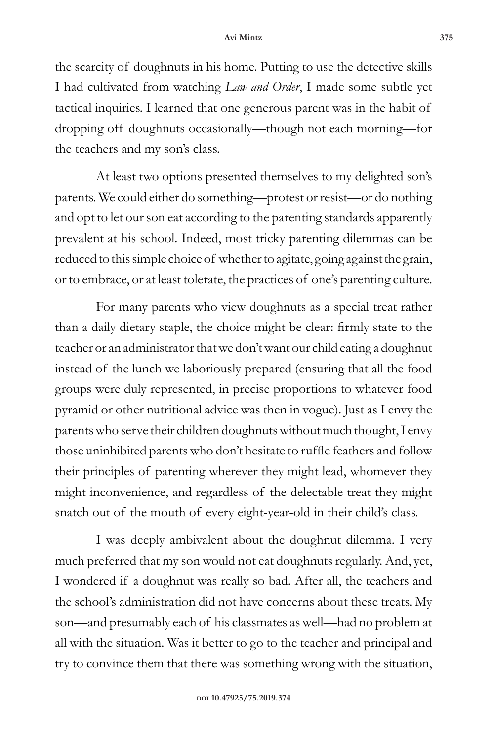the scarcity of doughnuts in his home. Putting to use the detective skills I had cultivated from watching *Law and Order*, I made some subtle yet tactical inquiries. I learned that one generous parent was in the habit of dropping off doughnuts occasionally—though not each morning—for the teachers and my son's class.

At least two options presented themselves to my delighted son's parents. We could either do something—protest or resist—or do nothing and opt to let our son eat according to the parenting standards apparently prevalent at his school. Indeed, most tricky parenting dilemmas can be reduced to this simple choice of whether to agitate, going against the grain, or to embrace, or at least tolerate, the practices of one's parenting culture.

For many parents who view doughnuts as a special treat rather than a daily dietary staple, the choice might be clear: firmly state to the teacher or an administrator that we don't want our child eating a doughnut instead of the lunch we laboriously prepared (ensuring that all the food groups were duly represented, in precise proportions to whatever food pyramid or other nutritional advice was then in vogue). Just as I envy the parents who serve their children doughnuts without much thought, I envy those uninhibited parents who don't hesitate to ruffle feathers and follow their principles of parenting wherever they might lead, whomever they might inconvenience, and regardless of the delectable treat they might snatch out of the mouth of every eight-year-old in their child's class.

I was deeply ambivalent about the doughnut dilemma. I very much preferred that my son would not eat doughnuts regularly. And, yet, I wondered if a doughnut was really so bad. After all, the teachers and the school's administration did not have concerns about these treats. My son—and presumably each of his classmates as well—had no problem at all with the situation. Was it better to go to the teacher and principal and try to convince them that there was something wrong with the situation,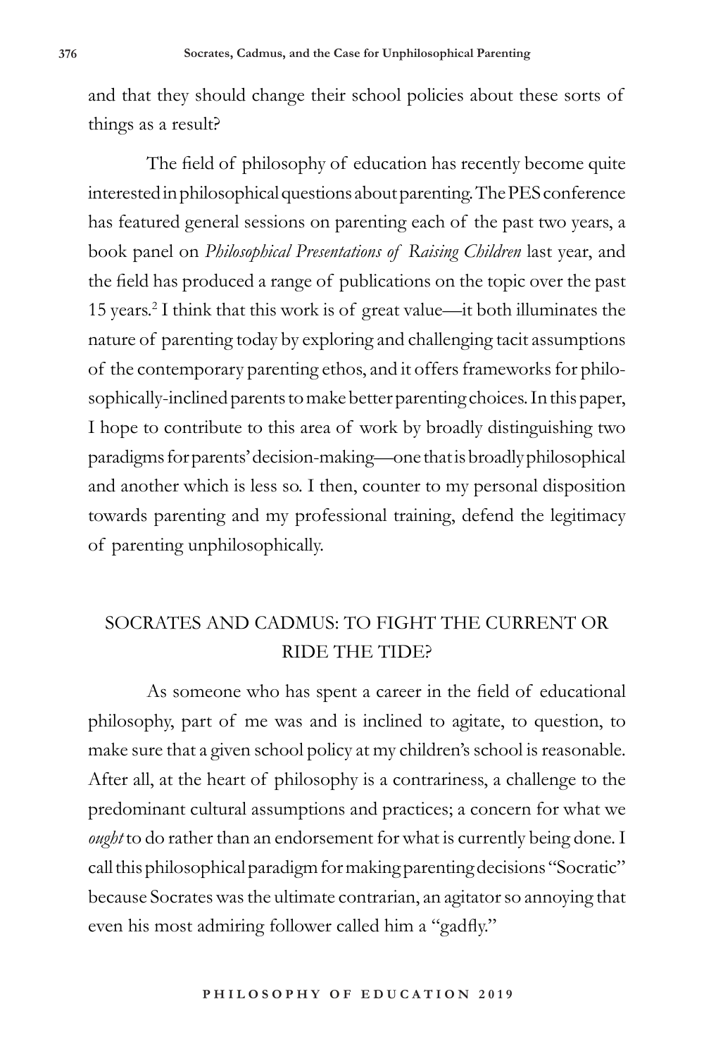and that they should change their school policies about these sorts of things as a result?

The field of philosophy of education has recently become quite interested in philosophical questions about parenting. The PES conference has featured general sessions on parenting each of the past two years, a book panel on *Philosophical Presentations of Raising Children* last year, and the field has produced a range of publications on the topic over the past 15 years.[2] I think that this work is of great value—it both illuminates the nature of parenting today by exploring and challenging tacit assumptions of the contemporary parenting ethos, and it offers frameworks for philosophically-inclined parents to make better parenting choices. In this paper, I hope to contribute to this area of work by broadly distinguishing two paradigms for parents' decision-making—one that is broadly philosophical and another which is less so. I then, counter to my personal disposition towards parenting and my professional training, defend the legitimacy of parenting unphilosophically.

## SOCRATES AND CADMUS: TO FIGHT THE CURRENT OR RIDE THE TIDE?

As someone who has spent a career in the field of educational philosophy, part of me was and is inclined to agitate, to question, to make sure that a given school policy at my children's school is reasonable. After all, at the heart of philosophy is a contrariness, a challenge to the predominant cultural assumptions and practices; a concern for what we *ought* to do rather than an endorsement for what is currently being done. I call this philosophical paradigm for making parenting decisions "Socratic" because Socrates was the ultimate contrarian, an agitator so annoying that even his most admiring follower called him a "gadfly."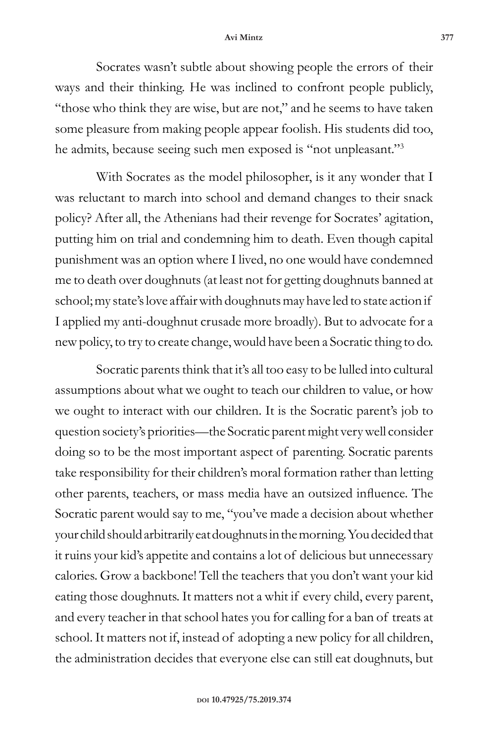Socrates wasn't subtle about showing people the errors of their ways and their thinking. He was inclined to confront people publicly, "those who think they are wise, but are not," and he seems to have taken some pleasure from making people appear foolish. His students did too, he admits, because seeing such men exposed is "not unpleasant."[3]

With Socrates as the model philosopher, is it any wonder that I was reluctant to march into school and demand changes to their snack policy? After all, the Athenians had their revenge for Socrates' agitation, putting him on trial and condemning him to death. Even though capital punishment was an option where I lived, no one would have condemned me to death over doughnuts (at least not for getting doughnuts banned at school; my state's love affair with doughnuts may have led to state action if I applied my anti-doughnut crusade more broadly). But to advocate for a new policy, to try to create change, would have been a Socratic thing to do.

Socratic parents think that it's all too easy to be lulled into cultural assumptions about what we ought to teach our children to value, or how we ought to interact with our children. It is the Socratic parent's job to question society's priorities—the Socratic parent might very well consider doing so to be the most important aspect of parenting. Socratic parents take responsibility for their children's moral formation rather than letting other parents, teachers, or mass media have an outsized influence. The Socratic parent would say to me, "you've made a decision about whether your child should arbitrarily eat doughnuts in the morning. You decided that it ruins your kid's appetite and contains a lot of delicious but unnecessary calories. Grow a backbone! Tell the teachers that you don't want your kid eating those doughnuts. It matters not a whit if every child, every parent, and every teacher in that school hates you for calling for a ban of treats at school. It matters not if, instead of adopting a new policy for all children, the administration decides that everyone else can still eat doughnuts, but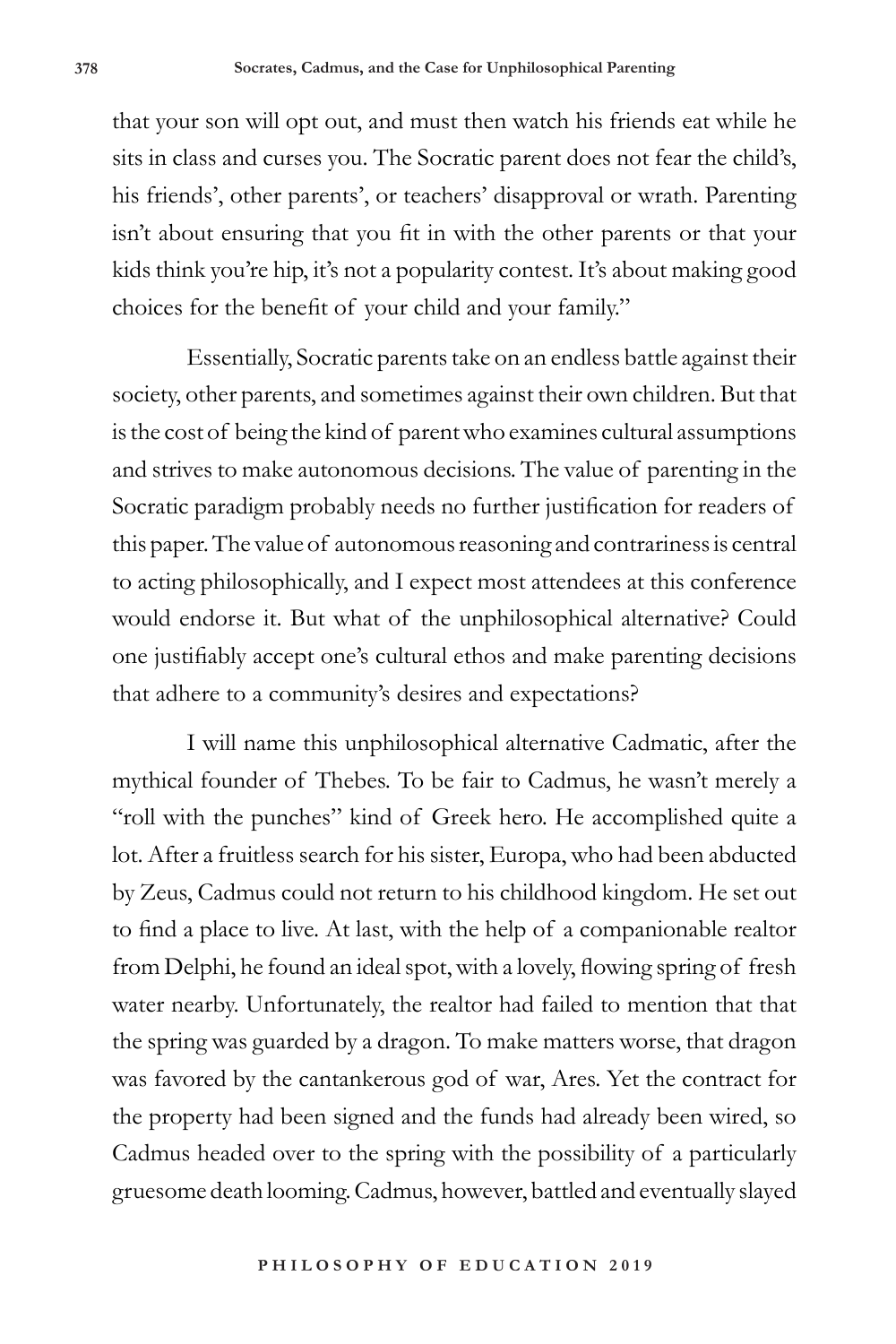that your son will opt out, and must then watch his friends eat while he sits in class and curses you. The Socratic parent does not fear the child's, his friends', other parents', or teachers' disapproval or wrath. Parenting isn't about ensuring that you fit in with the other parents or that your kids think you're hip, it's not a popularity contest. It's about making good choices for the benefit of your child and your family."

Essentially, Socratic parents take on an endless battle against their society, other parents, and sometimes against their own children. But that is the cost of being the kind of parent who examines cultural assumptions and strives to make autonomous decisions. The value of parenting in the Socratic paradigm probably needs no further justification for readers of this paper. The value of autonomous reasoning and contrariness is central to acting philosophically, and I expect most attendees at this conference would endorse it. But what of the unphilosophical alternative? Could one justifiably accept one's cultural ethos and make parenting decisions that adhere to a community's desires and expectations?

I will name this unphilosophical alternative Cadmatic, after the mythical founder of Thebes. To be fair to Cadmus, he wasn't merely a "roll with the punches" kind of Greek hero. He accomplished quite a lot. After a fruitless search for his sister, Europa, who had been abducted by Zeus, Cadmus could not return to his childhood kingdom. He set out to find a place to live. At last, with the help of a companionable realtor from Delphi, he found an ideal spot, with a lovely, flowing spring of fresh water nearby. Unfortunately, the realtor had failed to mention that that the spring was guarded by a dragon. To make matters worse, that dragon was favored by the cantankerous god of war, Ares. Yet the contract for the property had been signed and the funds had already been wired, so Cadmus headed over to the spring with the possibility of a particularly gruesome death looming. Cadmus, however, battled and eventually slayed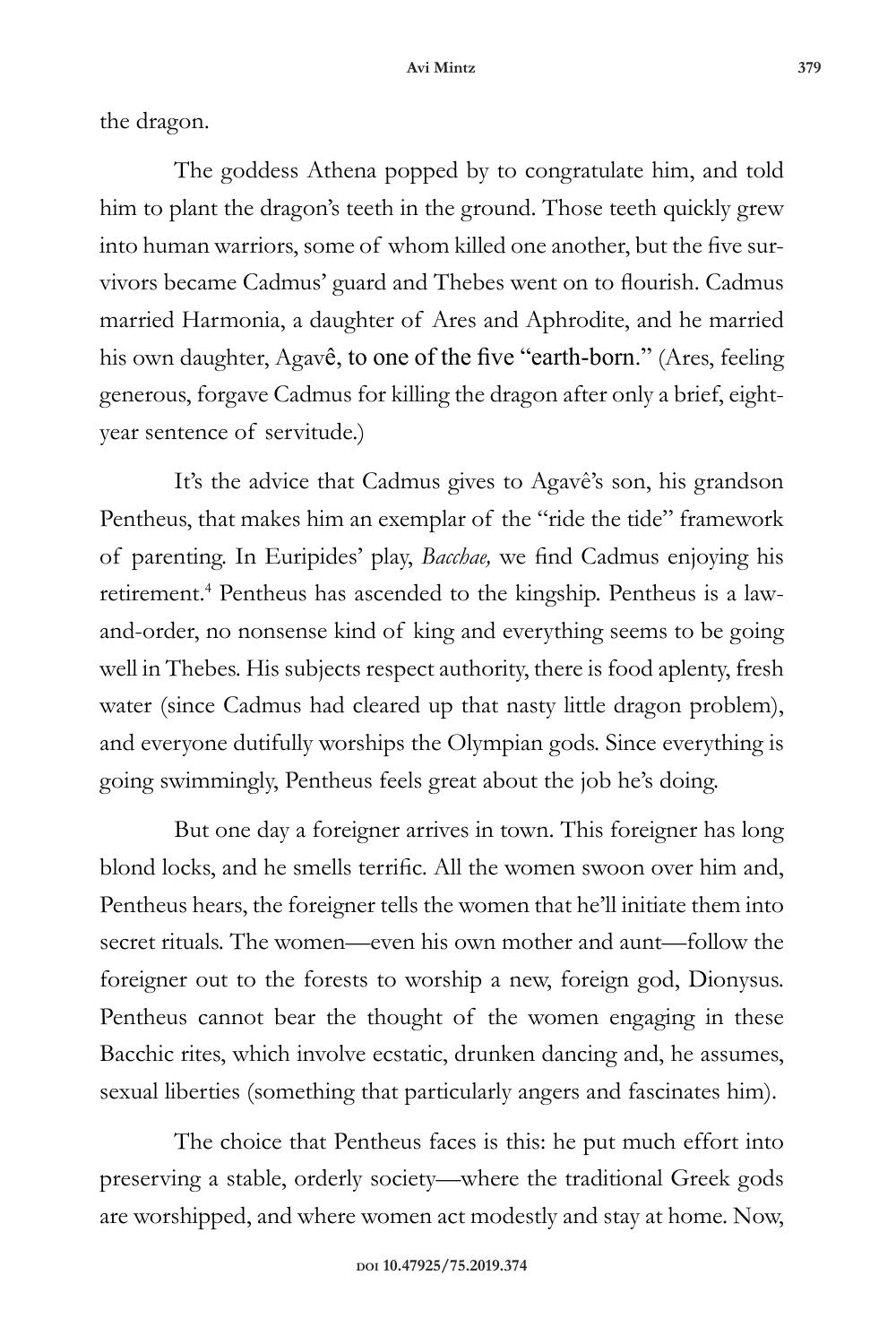the dragon.

The goddess Athena popped by to congratulate him, and told him to plant the dragon's teeth in the ground. Those teeth quickly grew into human warriors, some of whom killed one another, but the five survivors became Cadmus' guard and Thebes went on to flourish. Cadmus married Harmonia, a daughter of Ares and Aphrodite, and he married his own daughter, Agavê, to one of the five "earth-born." (Ares, feeling generous, forgave Cadmus for killing the dragon after only a brief, eight-year sentence of servitude.)

It's the advice that Cadmus gives to Agavê's son, his grandson Pentheus, that makes him an exemplar of the "ride the tide" framework of parenting. In Euripides' play, *Bacchae,* we find Cadmus enjoying his retirement.[4] Pentheus has ascended to the kingship. Pentheus is a law-and-order, no nonsense kind of king and everything seems to be going well in Thebes. His subjects respect authority, there is food aplenty, fresh water (since Cadmus had cleared up that nasty little dragon problem), and everyone dutifully worships the Olympian gods. Since everything is going swimmingly, Pentheus feels great about the job he's doing.

But one day a foreigner arrives in town. This foreigner has long blond locks, and he smells terrific. All the women swoon over him and, Pentheus hears, the foreigner tells the women that he'll initiate them into secret rituals. The women—even his own mother and aunt—follow the foreigner out to the forests to worship a new, foreign god, Dionysus. Pentheus cannot bear the thought of the women engaging in these Bacchic rites, which involve ecstatic, drunken dancing and, he assumes, sexual liberties (something that particularly angers and fascinates him).

The choice that Pentheus faces is this: he put much effort into preserving a stable, orderly society—where the traditional Greek gods are worshipped, and where women act modestly and stay at home. Now,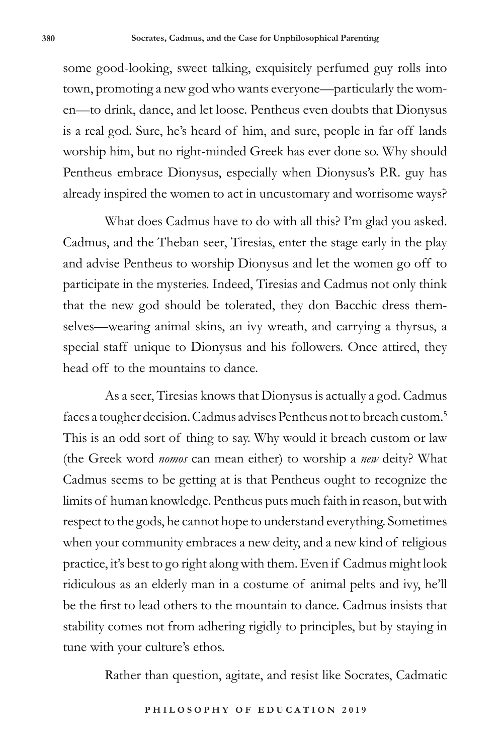some good-looking, sweet talking, exquisitely perfumed guy rolls into town, promoting a new god who wants everyone—particularly the women—to drink, dance, and let loose. Pentheus even doubts that Dionysus is a real god. Sure, he's heard of him, and sure, people in far off lands worship him, but no right-minded Greek has ever done so. Why should Pentheus embrace Dionysus, especially when Dionysus's P.R. guy has already inspired the women to act in uncustomary and worrisome ways?

What does Cadmus have to do with all this? I'm glad you asked. Cadmus, and the Theban seer, Tiresias, enter the stage early in the play and advise Pentheus to worship Dionysus and let the women go off to participate in the mysteries. Indeed, Tiresias and Cadmus not only think that the new god should be tolerated, they don Bacchic dress themselves—wearing animal skins, an ivy wreath, and carrying a thyrsus, a special staff unique to Dionysus and his followers. Once attired, they head off to the mountains to dance.

As a seer, Tiresias knows that Dionysus is actually a god. Cadmus faces a tougher decision. Cadmus advises Pentheus not to breach custom.[5] This is an odd sort of thing to say. Why would it breach custom or law (the Greek word *nomos* can mean either) to worship a *new* deity? What Cadmus seems to be getting at is that Pentheus ought to recognize the limits of human knowledge. Pentheus puts much faith in reason, but with respect to the gods, he cannot hope to understand everything. Sometimes when your community embraces a new deity, and a new kind of religious practice, it's best to go right along with them. Even if Cadmus might look ridiculous as an elderly man in a costume of animal pelts and ivy, he'll be the first to lead others to the mountain to dance. Cadmus insists that stability comes not from adhering rigidly to principles, but by staying in tune with your culture's ethos.

Rather than question, agitate, and resist like Socrates, Cadmatic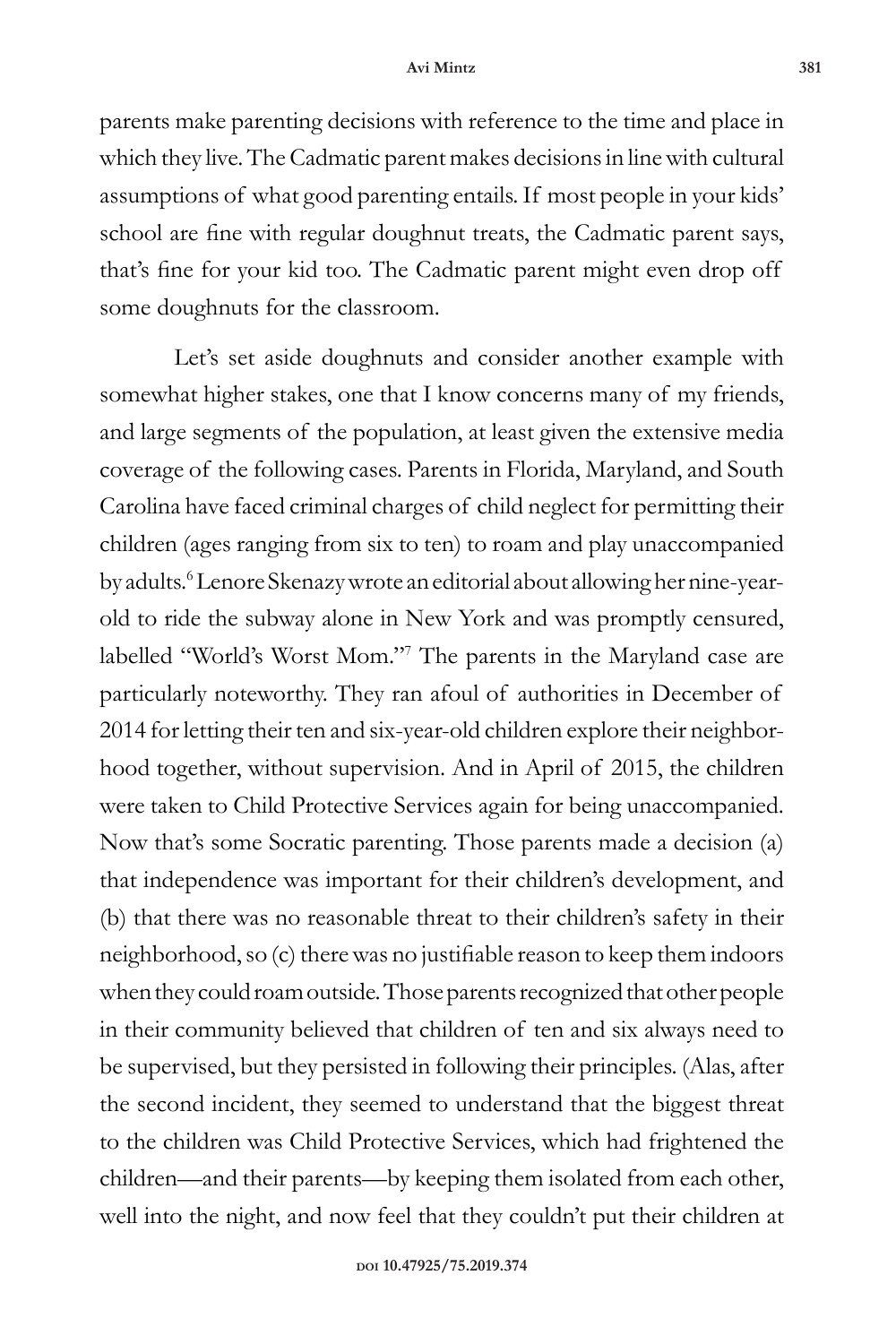parents make parenting decisions with reference to the time and place in which they live. The Cadmatic parent makes decisions in line with cultural assumptions of what good parenting entails. If most people in your kids' school are fine with regular doughnut treats, the Cadmatic parent says, that's fine for your kid too. The Cadmatic parent might even drop off some doughnuts for the classroom.

Let's set aside doughnuts and consider another example with somewhat higher stakes, one that I know concerns many of my friends, and large segments of the population, at least given the extensive media coverage of the following cases. Parents in Florida, Maryland, and South Carolina have faced criminal charges of child neglect for permitting their children (ages ranging from six to ten) to roam and play unaccompanied by adults.[6] Lenore Skenazy wrote an editorial about allowing her nine-year-old to ride the subway alone in New York and was promptly censured, labelled "World's Worst Mom."[7] The parents in the Maryland case are particularly noteworthy. They ran afoul of authorities in December of 2014 for letting their ten and six-year-old children explore their neighborhood together, without supervision. And in April of 2015, the children were taken to Child Protective Services again for being unaccompanied. Now that's some Socratic parenting. Those parents made a decision (a) that independence was important for their children's development, and (b) that there was no reasonable threat to their children's safety in their neighborhood, so (c) there was no justifiable reason to keep them indoors when they could roam outside. Those parents recognized that other people in their community believed that children of ten and six always need to be supervised, but they persisted in following their principles. (Alas, after the second incident, they seemed to understand that the biggest threat to the children was Child Protective Services, which had frightened the children—and their parents—by keeping them isolated from each other, well into the night, and now feel that they couldn't put their children at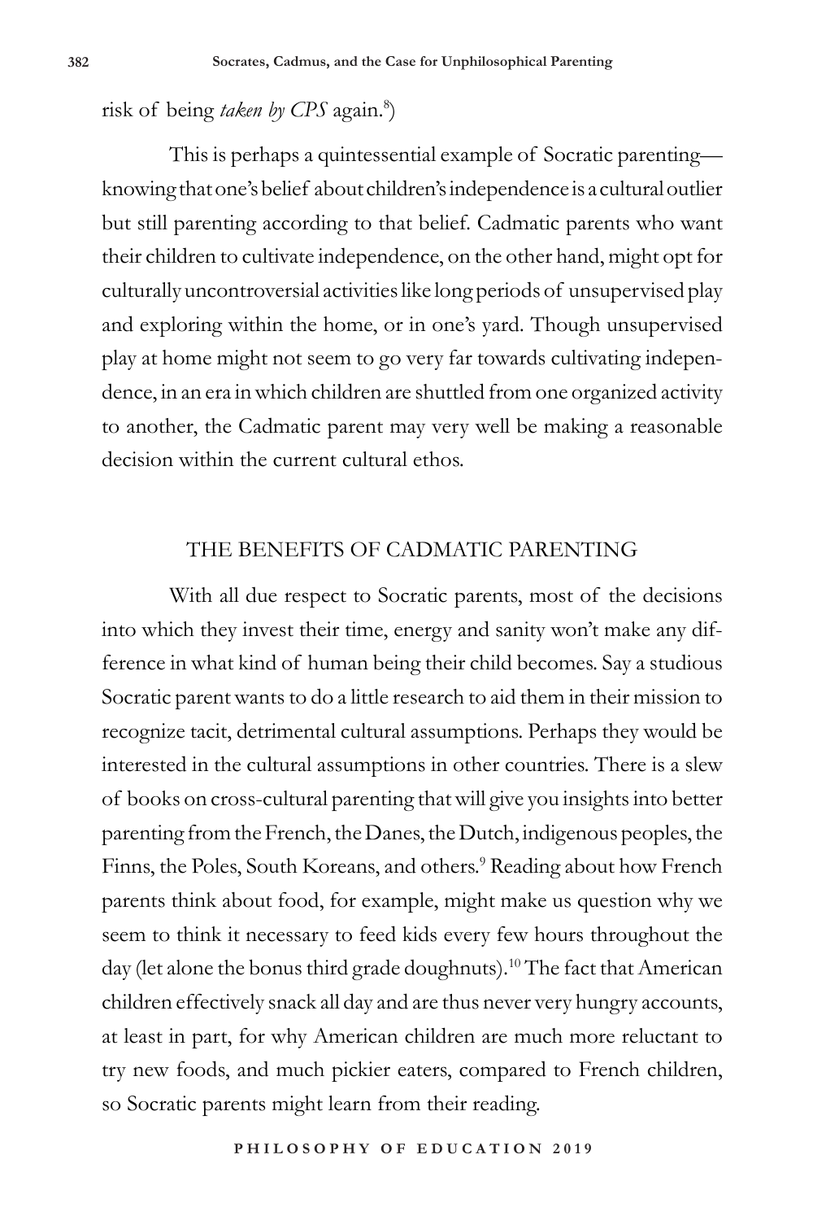risk of being *taken by CPS* again.[8])

This is perhaps a quintessential example of Socratic parenting—knowing that one's belief about children's independence is a cultural outlier but still parenting according to that belief. Cadmatic parents who want their children to cultivate independence, on the other hand, might opt for culturally uncontroversial activities like long periods of unsupervised play and exploring within the home, or in one's yard. Though unsupervised play at home might not seem to go very far towards cultivating independence, in an era in which children are shuttled from one organized activity to another, the Cadmatic parent may very well be making a reasonable decision within the current cultural ethos.

## THE BENEFITS OF CADMATIC PARENTING

With all due respect to Socratic parents, most of the decisions into which they invest their time, energy and sanity won't make any difference in what kind of human being their child becomes. Say a studious Socratic parent wants to do a little research to aid them in their mission to recognize tacit, detrimental cultural assumptions. Perhaps they would be interested in the cultural assumptions in other countries. There is a slew of books on cross-cultural parenting that will give you insights into better parenting from the French, the Danes, the Dutch, indigenous peoples, the Finns, the Poles, South Koreans, and others.[9] Reading about how French parents think about food, for example, might make us question why we seem to think it necessary to feed kids every few hours throughout the day (let alone the bonus third grade doughnuts).[10] The fact that American children effectively snack all day and are thus never very hungry accounts, at least in part, for why American children are much more reluctant to try new foods, and much pickier eaters, compared to French children, so Socratic parents might learn from their reading.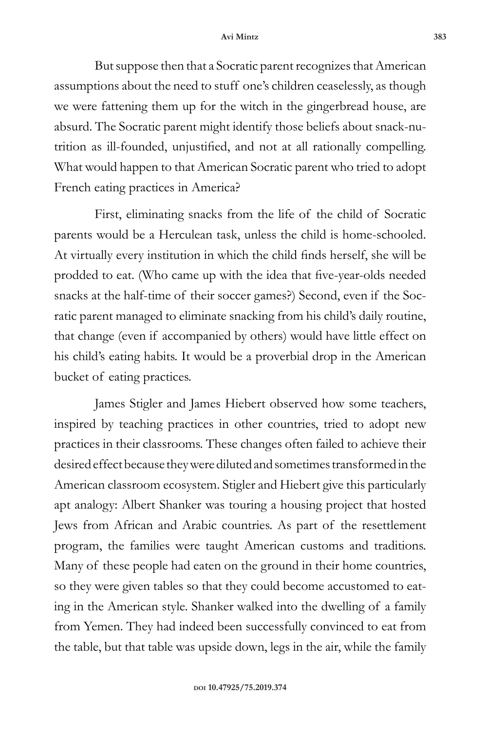But suppose then that a Socratic parent recognizes that American assumptions about the need to stuff one's children ceaselessly, as though we were fattening them up for the witch in the gingerbread house, are absurd. The Socratic parent might identify those beliefs about snack-nutrition as ill-founded, unjustified, and not at all rationally compelling. What would happen to that American Socratic parent who tried to adopt French eating practices in America?

First, eliminating snacks from the life of the child of Socratic parents would be a Herculean task, unless the child is home-schooled. At virtually every institution in which the child finds herself, she will be prodded to eat. (Who came up with the idea that five-year-olds needed snacks at the half-time of their soccer games?) Second, even if the Socratic parent managed to eliminate snacking from his child's daily routine, that change (even if accompanied by others) would have little effect on his child's eating habits. It would be a proverbial drop in the American bucket of eating practices.

James Stigler and James Hiebert observed how some teachers, inspired by teaching practices in other countries, tried to adopt new practices in their classrooms. These changes often failed to achieve their desired effect because they were diluted and sometimes transformed in the American classroom ecosystem. Stigler and Hiebert give this particularly apt analogy: Albert Shanker was touring a housing project that hosted Jews from African and Arabic countries. As part of the resettlement program, the families were taught American customs and traditions. Many of these people had eaten on the ground in their home countries, so they were given tables so that they could become accustomed to eating in the American style. Shanker walked into the dwelling of a family from Yemen. They had indeed been successfully convinced to eat from the table, but that table was upside down, legs in the air, while the family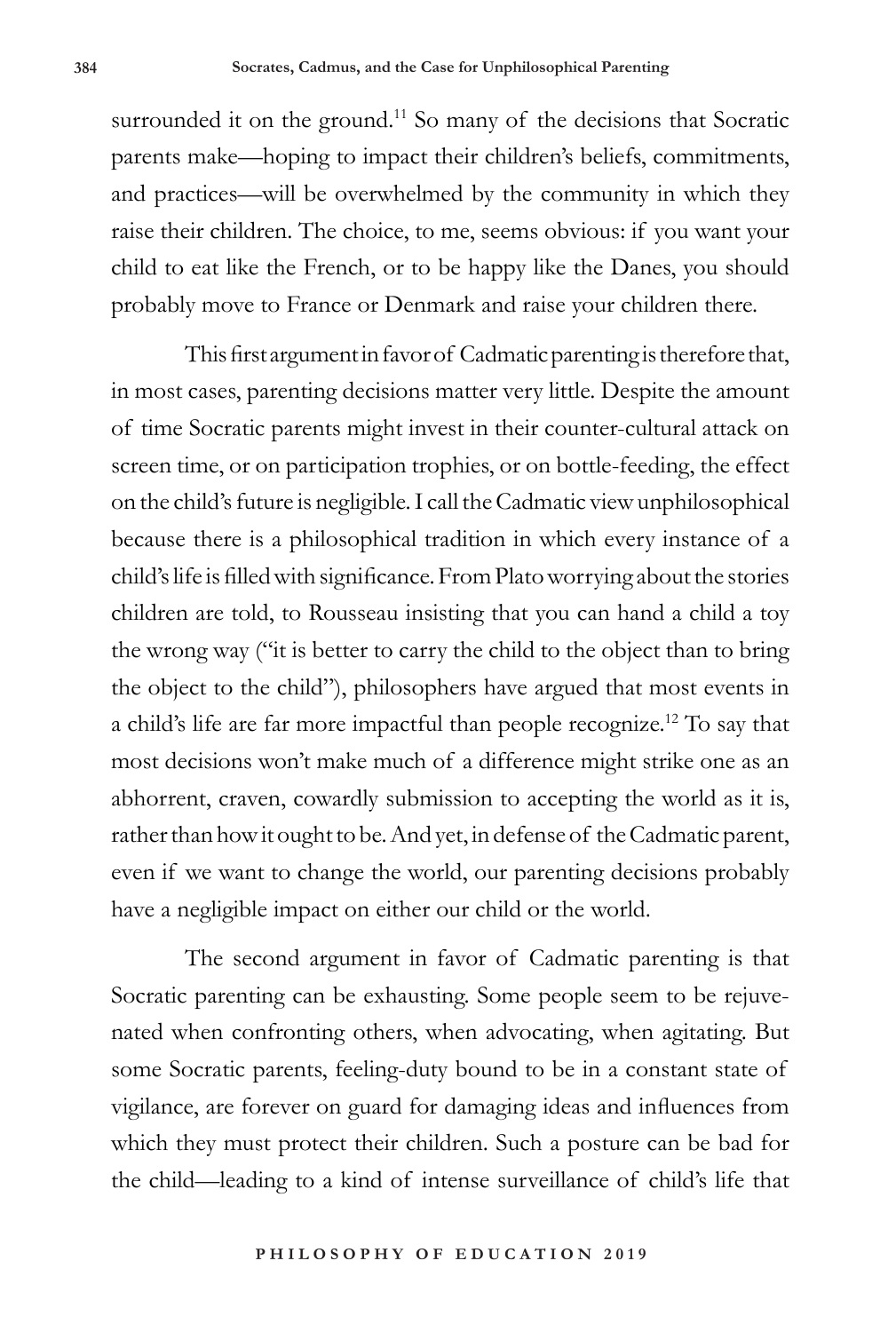surrounded it on the ground.[11] So many of the decisions that Socratic parents make—hoping to impact their children's beliefs, commitments, and practices—will be overwhelmed by the community in which they raise their children. The choice, to me, seems obvious: if you want your child to eat like the French, or to be happy like the Danes, you should probably move to France or Denmark and raise your children there.

This first argument in favor of Cadmatic parenting is therefore that, in most cases, parenting decisions matter very little. Despite the amount of time Socratic parents might invest in their counter-cultural attack on screen time, or on participation trophies, or on bottle-feeding, the effect on the child's future is negligible. I call the Cadmatic view unphilosophical because there is a philosophical tradition in which every instance of a child's life is filled with significance. From Plato worrying about the stories children are told, to Rousseau insisting that you can hand a child a toy the wrong way ("it is better to carry the child to the object than to bring the object to the child"), philosophers have argued that most events in a child's life are far more impactful than people recognize.[12] To say that most decisions won't make much of a difference might strike one as an abhorrent, craven, cowardly submission to accepting the world as it is, rather than how it ought to be. And yet, in defense of the Cadmatic parent, even if we want to change the world, our parenting decisions probably have a negligible impact on either our child or the world.

The second argument in favor of Cadmatic parenting is that Socratic parenting can be exhausting. Some people seem to be rejuvenated when confronting others, when advocating, when agitating. But some Socratic parents, feeling-duty bound to be in a constant state of vigilance, are forever on guard for damaging ideas and influences from which they must protect their children. Such a posture can be bad for the child—leading to a kind of intense surveillance of child's life that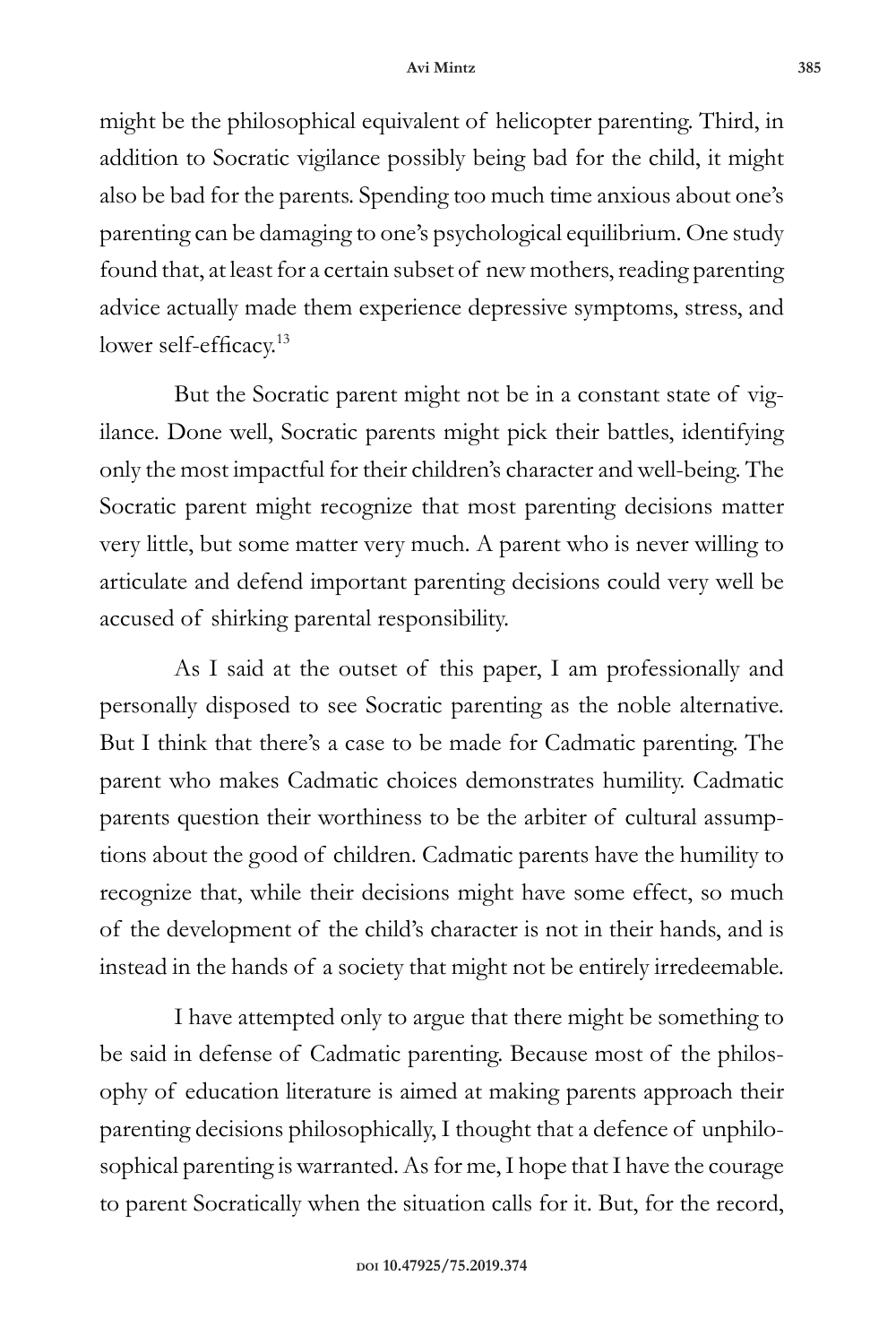might be the philosophical equivalent of helicopter parenting. Third, in addition to Socratic vigilance possibly being bad for the child, it might also be bad for the parents. Spending too much time anxious about one's parenting can be damaging to one's psychological equilibrium. One study found that, at least for a certain subset of new mothers, reading parenting advice actually made them experience depressive symptoms, stress, and lower self-efficacy.[13]

But the Socratic parent might not be in a constant state of vigilance. Done well, Socratic parents might pick their battles, identifying only the most impactful for their children's character and well-being. The Socratic parent might recognize that most parenting decisions matter very little, but some matter very much. A parent who is never willing to articulate and defend important parenting decisions could very well be accused of shirking parental responsibility.

As I said at the outset of this paper, I am professionally and personally disposed to see Socratic parenting as the noble alternative. But I think that there's a case to be made for Cadmatic parenting. The parent who makes Cadmatic choices demonstrates humility. Cadmatic parents question their worthiness to be the arbiter of cultural assumptions about the good of children. Cadmatic parents have the humility to recognize that, while their decisions might have some effect, so much of the development of the child's character is not in their hands, and is instead in the hands of a society that might not be entirely irredeemable.

I have attempted only to argue that there might be something to be said in defense of Cadmatic parenting. Because most of the philosophy of education literature is aimed at making parents approach their parenting decisions philosophically, I thought that a defence of unphilosophical parenting is warranted. As for me, I hope that I have the courage to parent Socratically when the situation calls for it. But, for the record,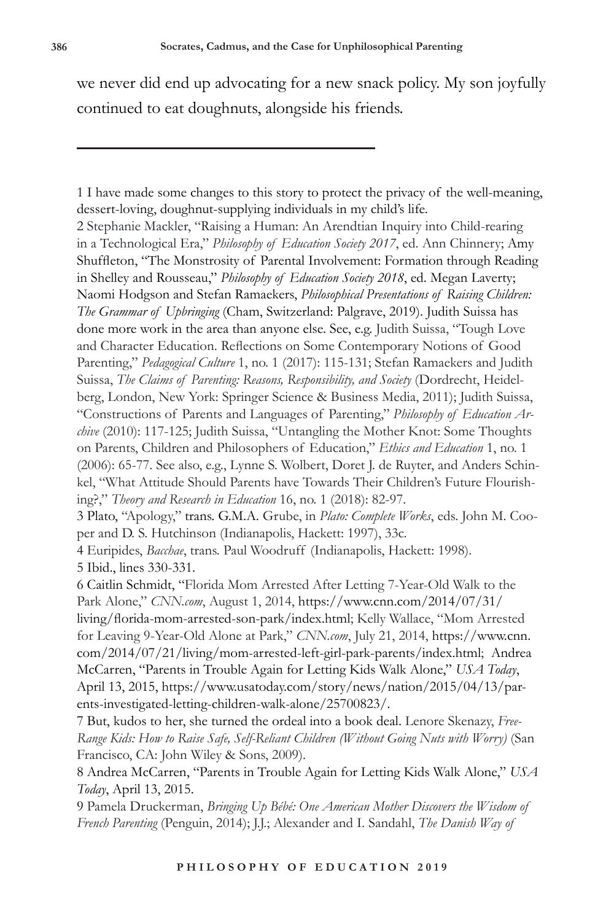we never did end up advocating for a new snack policy. My son joyfully continued to eat doughnuts, alongside his friends.

---

1 I have made some changes to this story to protect the privacy of the well-meaning, dessert-loving, doughnut-supplying individuals in my child's life.

2 Stephanie Mackler, "Raising a Human: An Arendtian Inquiry into Child-rearing in a Technological Era," *Philosophy of Education Society 2017*, ed. Ann Chinnery; Amy Shuffleton, "The Monstrosity of Parental Involvement: Formation through Reading in Shelley and Rousseau," *Philosophy of Education Society 2018*, ed. Megan Laverty; Naomi Hodgson and Stefan Ramaekers, *Philosophical Presentations of Raising Children: The Grammar of Upbringing* (Cham, Switzerland: Palgrave, 2019). Judith Suissa has done more work in the area than anyone else. See, e.g. Judith Suissa, "Tough Love and Character Education. Reflections on Some Contemporary Notions of Good Parenting," *Pedagogical Culture* 1, no. 1 (2017): 115-131; Stefan Ramaekers and Judith Suissa, *The Claims of Parenting: Reasons, Responsibility, and Society* (Dordrecht, Heidelberg, London, New York: Springer Science & Business Media, 2011); Judith Suissa, "Constructions of Parents and Languages of Parenting," *Philosophy of Education Archive* (2010): 117-125; Judith Suissa, "Untangling the Mother Knot: Some Thoughts on Parents, Children and Philosophers of Education," *Ethics and Education* 1, no. 1 (2006): 65-77. See also, e.g., Lynne S. Wolbert, Doret J. de Ruyter, and Anders Schinkel, "What Attitude Should Parents have Towards Their Children's Future Flourishing?," *Theory and Research in Education* 16, no. 1 (2018): 82-97.

3 Plato, "Apology," trans. G.M.A. Grube, in *Plato: Complete Works*, eds. John M. Cooper and D. S. Hutchinson (Indianapolis, Hackett: 1997), 33c.

4 Euripides, *Bacchae*, trans. Paul Woodruff (Indianapolis, Hackett: 1998).

5 Ibid., lines 330-331.

6 Caitlin Schmidt, "Florida Mom Arrested After Letting 7-Year-Old Walk to the Park Alone," *CNN.com*, August 1, 2014, https://www.cnn.com/2014/07/31/living/florida-mom-arrested-son-park/index.html; Kelly Wallace, "Mom Arrested for Leaving 9-Year-Old Alone at Park," *CNN.com*, July 21, 2014, https://www.cnn.com/2014/07/21/living/mom-arrested-left-girl-park-parents/index.html; Andrea McCarren, "Parents in Trouble Again for Letting Kids Walk Alone," *USA Today*, April 13, 2015, https://www.usatoday.com/story/news/nation/2015/04/13/parents-investigated-letting-children-walk-alone/25700823/.

7 But, kudos to her, she turned the ordeal into a book deal. Lenore Skenazy, *Free-Range Kids: How to Raise Safe, Self-Reliant Children (Without Going Nuts with Worry)* (San Francisco, CA: John Wiley & Sons, 2009).

8 Andrea McCarren, "Parents in Trouble Again for Letting Kids Walk Alone," *USA Today*, April 13, 2015.

9 Pamela Druckerman, *Bringing Up Bébé: One American Mother Discovers the Wisdom of French Parenting* (Penguin, 2014); J.J.; Alexander and I. Sandahl, *The Danish Way of*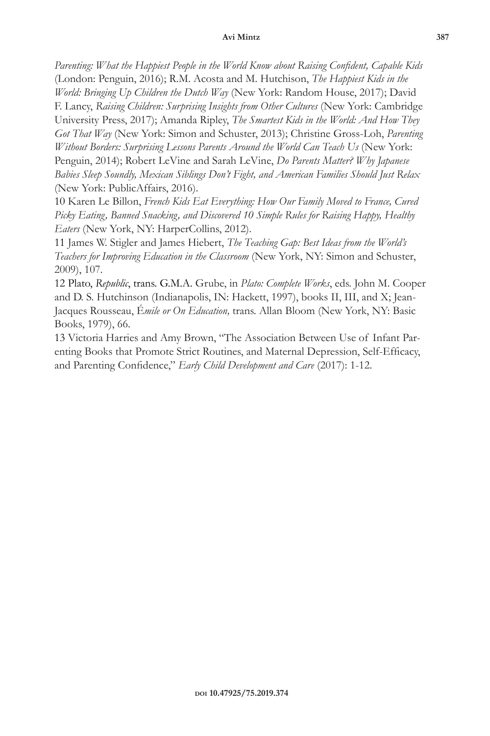*Parenting: What the Happiest People in the World Know about Raising Confident, Capable Kids* (London: Penguin, 2016); R.M. Acosta and M. Hutchison, *The Happiest Kids in the World: Bringing Up Children the Dutch Way* (New York: Random House, 2017); David F. Lancy, *Raising Children: Surprising Insights from Other Cultures* (New York: Cambridge University Press, 2017); Amanda Ripley, *The Smartest Kids in the World: And How They Got That Way* (New York: Simon and Schuster, 2013); Christine Gross-Loh, *Parenting Without Borders: Surprising Lessons Parents Around the World Can Teach Us* (New York: Penguin, 2014); Robert LeVine and Sarah LeVine, *Do Parents Matter? Why Japanese Babies Sleep Soundly, Mexican Siblings Don't Fight, and American Families Should Just Relax* (New York: PublicAffairs, 2016).

10 Karen Le Billon, *French Kids Eat Everything: How Our Family Moved to France, Cured Picky Eating, Banned Snacking, and Discovered 10 Simple Rules for Raising Happy, Healthy Eaters* (New York, NY: HarperCollins, 2012).

11 James W. Stigler and James Hiebert, *The Teaching Gap: Best Ideas from the World's Teachers for Improving Education in the Classroom* (New York, NY: Simon and Schuster, 2009), 107.

12 Plato, *Republic*, trans. G.M.A. Grube, in *Plato: Complete Works*, eds. John M. Cooper and D. S. Hutchinson (Indianapolis, IN: Hackett, 1997), books II, III, and X; Jean-Jacques Rousseau, É*mile or On Education,* trans. Allan Bloom (New York, NY: Basic Books, 1979), 66.

13 Victoria Harries and Amy Brown, "The Association Between Use of Infant Parenting Books that Promote Strict Routines, and Maternal Depression, Self-Efficacy, and Parenting Confidence," *Early Child Development and Care* (2017): 1-12.